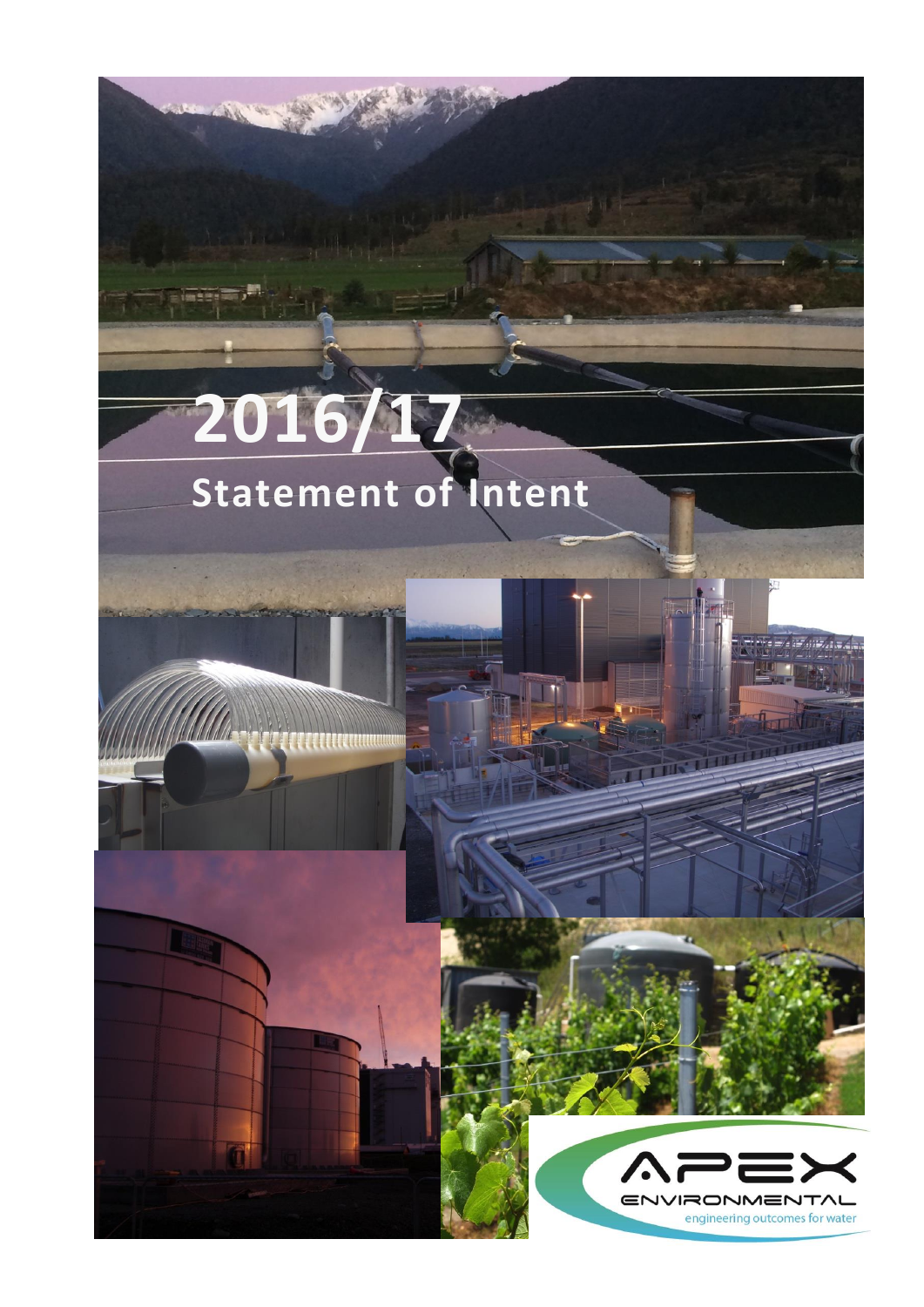# 2016/17

## Statement of Intent

APEX ENVIRONMENTAL

engineering outcomes for water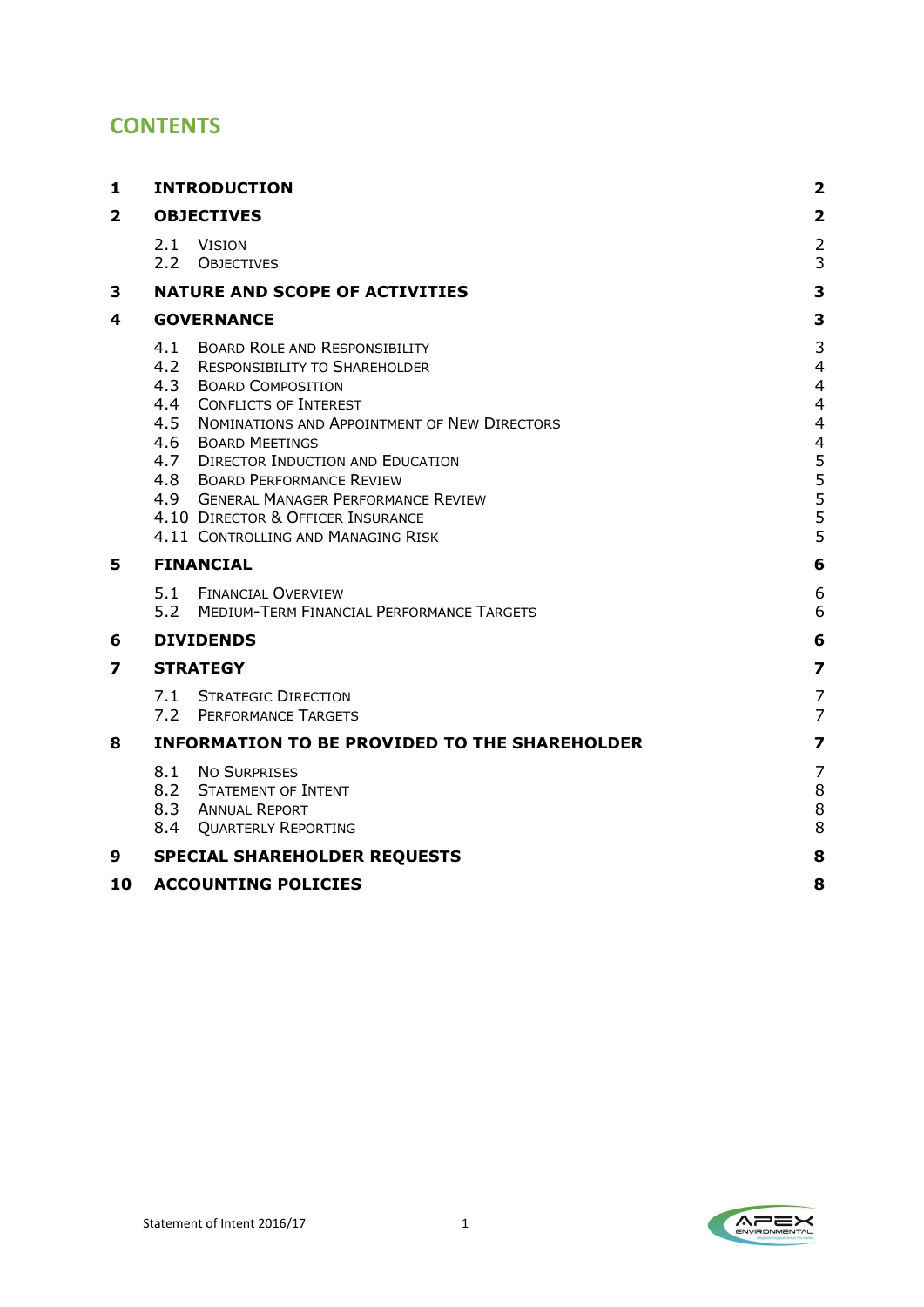# CONTENTS

| | | |
|---|---|---|
| **1** | **INTRODUCTION** | **2** |
| **2** | **OBJECTIVES** | **2** |
| | 2.1 Vision | 2 |
| | 2.2 Objectives | 3 |
| **3** | **NATURE AND SCOPE OF ACTIVITIES** | **3** |
| **4** | **GOVERNANCE** | **3** |
| | 4.1 Board Role and Responsibility | 3 |
| | 4.2 Responsibility to Shareholder | 4 |
| | 4.3 Board Composition | 4 |
| | 4.4 Conflicts of Interest | 4 |
| | 4.5 Nominations and Appointment of New Directors | 4 |
| | 4.6 Board Meetings | 4 |
| | 4.7 Director Induction and Education | 5 |
| | 4.8 Board Performance Review | 5 |
| | 4.9 General Manager Performance Review | 5 |
| | 4.10 Director & Officer Insurance | 5 |
| | 4.11 Controlling and Managing Risk | 5 |
| **5** | **FINANCIAL** | **6** |
| | 5.1 Financial Overview | 6 |
| | 5.2 Medium-Term Financial Performance Targets | 6 |
| **6** | **DIVIDENDS** | **6** |
| **7** | **STRATEGY** | **7** |
| | 7.1 Strategic Direction | 7 |
| | 7.2 Performance Targets | 7 |
| **8** | **INFORMATION TO BE PROVIDED TO THE SHAREHOLDER** | **7** |
| | 8.1 No Surprises | 7 |
| | 8.2 Statement of Intent | 8 |
| | 8.3 Annual Report | 8 |
| | 8.4 Quarterly Reporting | 8 |
| **9** | **SPECIAL SHAREHOLDER REQUESTS** | **8** |
| **10** | **ACCOUNTING POLICIES** | **8** |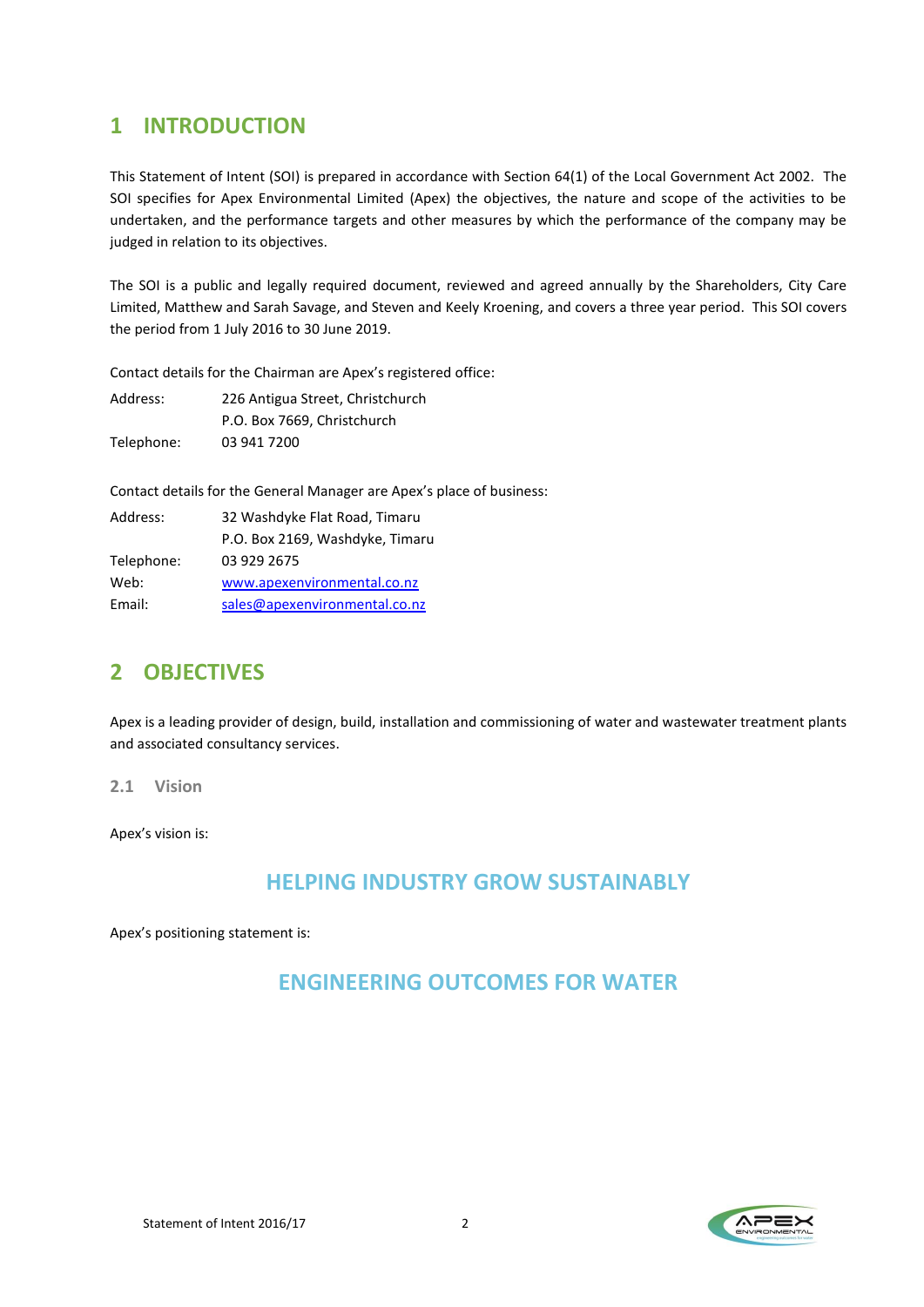# 1 INTRODUCTION

This Statement of Intent (SOI) is prepared in accordance with Section 64(1) of the Local Government Act 2002. The SOI specifies for Apex Environmental Limited (Apex) the objectives, the nature and scope of the activities to be undertaken, and the performance targets and other measures by which the performance of the company may be judged in relation to its objectives.

The SOI is a public and legally required document, reviewed and agreed annually by the Shareholders, City Care Limited, Matthew and Sarah Savage, and Steven and Keely Kroening, and covers a three year period. This SOI covers the period from 1 July 2016 to 30 June 2019.

Contact details for the Chairman are Apex's registered office:

| | |
|---|---|
| Address: | 226 Antigua Street, Christchurch |
| | P.O. Box 7669, Christchurch |
| Telephone: | 03 941 7200 |

Contact details for the General Manager are Apex's place of business:

| | |
|---|---|
| Address: | 32 Washdyke Flat Road, Timaru |
| | P.O. Box 2169, Washdyke, Timaru |
| Telephone: | 03 929 2675 |
| Web: | www.apexenvironmental.co.nz |
| Email: | sales@apexenvironmental.co.nz |

# 2 OBJECTIVES

Apex is a leading provider of design, build, installation and commissioning of water and wastewater treatment plants and associated consultancy services.

## 2.1 Vision

Apex's vision is:

**HELPING INDUSTRY GROW SUSTAINABLY**

Apex's positioning statement is:

**ENGINEERING OUTCOMES FOR WATER**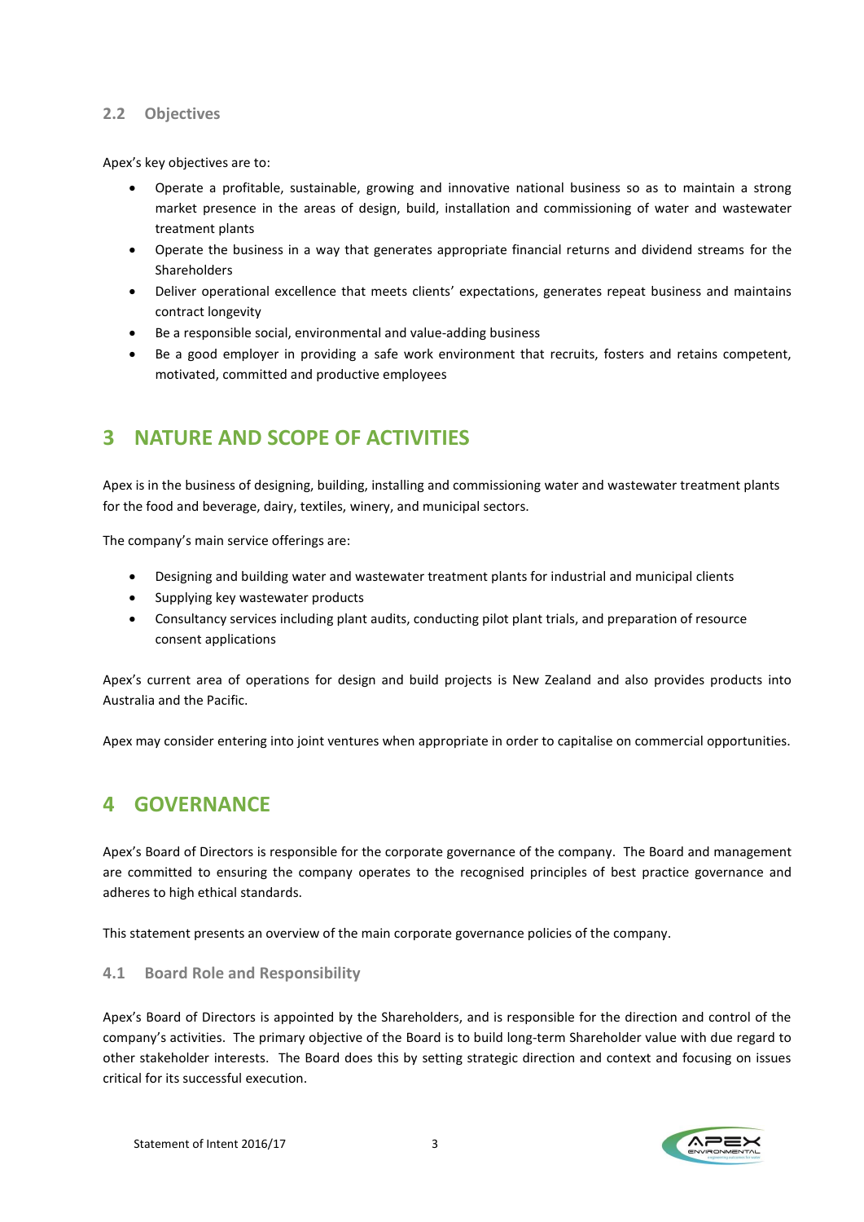### 2.2 Objectives

Apex's key objectives are to:

- Operate a profitable, sustainable, growing and innovative national business so as to maintain a strong market presence in the areas of design, build, installation and commissioning of water and wastewater treatment plants
- Operate the business in a way that generates appropriate financial returns and dividend streams for the Shareholders
- Deliver operational excellence that meets clients' expectations, generates repeat business and maintains contract longevity
- Be a responsible social, environmental and value-adding business
- Be a good employer in providing a safe work environment that recruits, fosters and retains competent, motivated, committed and productive employees

## 3 NATURE AND SCOPE OF ACTIVITIES

Apex is in the business of designing, building, installing and commissioning water and wastewater treatment plants for the food and beverage, dairy, textiles, winery, and municipal sectors.

The company's main service offerings are:

- Designing and building water and wastewater treatment plants for industrial and municipal clients
- Supplying key wastewater products
- Consultancy services including plant audits, conducting pilot plant trials, and preparation of resource consent applications

Apex's current area of operations for design and build projects is New Zealand and also provides products into Australia and the Pacific.

Apex may consider entering into joint ventures when appropriate in order to capitalise on commercial opportunities.

## 4 GOVERNANCE

Apex's Board of Directors is responsible for the corporate governance of the company. The Board and management are committed to ensuring the company operates to the recognised principles of best practice governance and adheres to high ethical standards.

This statement presents an overview of the main corporate governance policies of the company.

### 4.1 Board Role and Responsibility

Apex's Board of Directors is appointed by the Shareholders, and is responsible for the direction and control of the company's activities. The primary objective of the Board is to build long-term Shareholder value with due regard to other stakeholder interests. The Board does this by setting strategic direction and context and focusing on issues critical for its successful execution.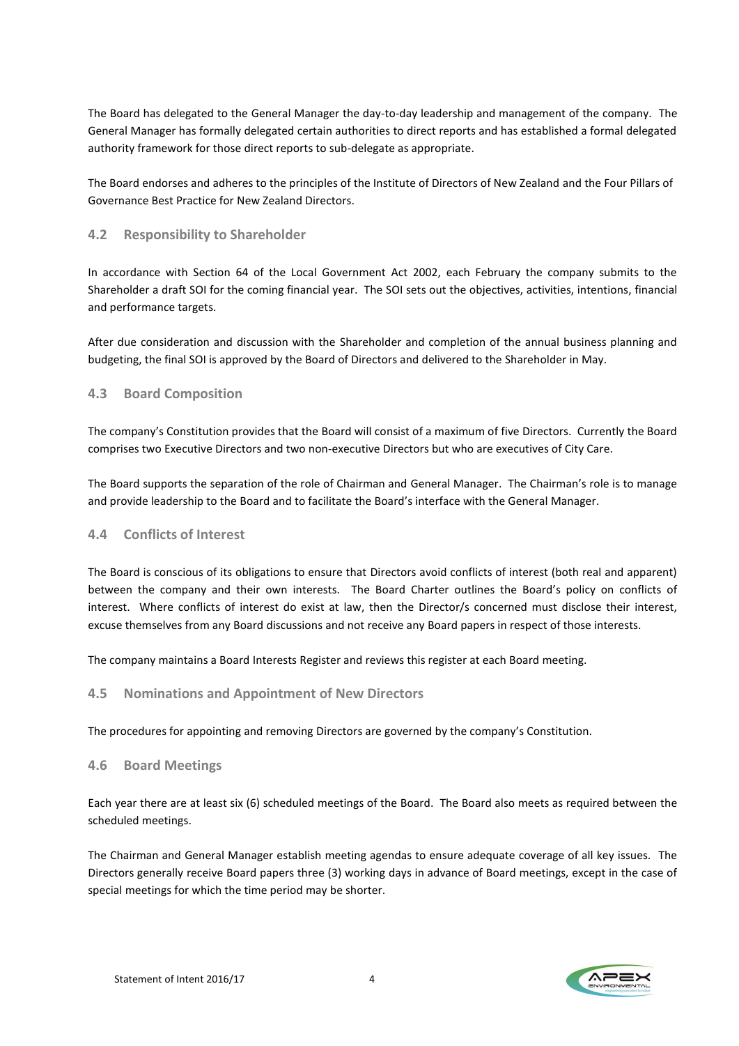The Board has delegated to the General Manager the day-to-day leadership and management of the company. The General Manager has formally delegated certain authorities to direct reports and has established a formal delegated authority framework for those direct reports to sub-delegate as appropriate.

The Board endorses and adheres to the principles of the Institute of Directors of New Zealand and the Four Pillars of Governance Best Practice for New Zealand Directors.

## 4.2 Responsibility to Shareholder

In accordance with Section 64 of the Local Government Act 2002, each February the company submits to the Shareholder a draft SOI for the coming financial year. The SOI sets out the objectives, activities, intentions, financial and performance targets.

After due consideration and discussion with the Shareholder and completion of the annual business planning and budgeting, the final SOI is approved by the Board of Directors and delivered to the Shareholder in May.

## 4.3 Board Composition

The company's Constitution provides that the Board will consist of a maximum of five Directors. Currently the Board comprises two Executive Directors and two non-executive Directors but who are executives of City Care.

The Board supports the separation of the role of Chairman and General Manager. The Chairman's role is to manage and provide leadership to the Board and to facilitate the Board's interface with the General Manager.

## 4.4 Conflicts of Interest

The Board is conscious of its obligations to ensure that Directors avoid conflicts of interest (both real and apparent) between the company and their own interests. The Board Charter outlines the Board's policy on conflicts of interest. Where conflicts of interest do exist at law, then the Director/s concerned must disclose their interest, excuse themselves from any Board discussions and not receive any Board papers in respect of those interests.

The company maintains a Board Interests Register and reviews this register at each Board meeting.

## 4.5 Nominations and Appointment of New Directors

The procedures for appointing and removing Directors are governed by the company's Constitution.

## 4.6 Board Meetings

Each year there are at least six (6) scheduled meetings of the Board. The Board also meets as required between the scheduled meetings.

The Chairman and General Manager establish meeting agendas to ensure adequate coverage of all key issues. The Directors generally receive Board papers three (3) working days in advance of Board meetings, except in the case of special meetings for which the time period may be shorter.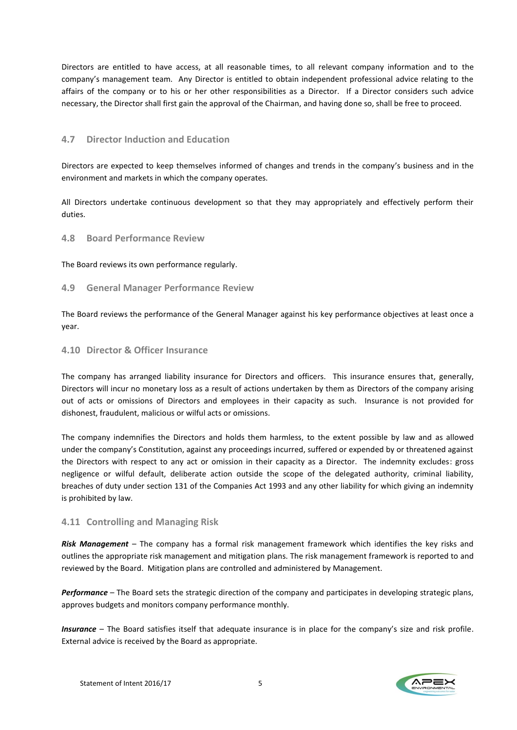Directors are entitled to have access, at all reasonable times, to all relevant company information and to the company's management team. Any Director is entitled to obtain independent professional advice relating to the affairs of the company or to his or her other responsibilities as a Director. If a Director considers such advice necessary, the Director shall first gain the approval of the Chairman, and having done so, shall be free to proceed.

### 4.7 Director Induction and Education

Directors are expected to keep themselves informed of changes and trends in the company's business and in the environment and markets in which the company operates.

All Directors undertake continuous development so that they may appropriately and effectively perform their duties.

### 4.8 Board Performance Review

The Board reviews its own performance regularly.

### 4.9 General Manager Performance Review

The Board reviews the performance of the General Manager against his key performance objectives at least once a year.

### 4.10 Director & Officer Insurance

The company has arranged liability insurance for Directors and officers. This insurance ensures that, generally, Directors will incur no monetary loss as a result of actions undertaken by them as Directors of the company arising out of acts or omissions of Directors and employees in their capacity as such. Insurance is not provided for dishonest, fraudulent, malicious or wilful acts or omissions.

The company indemnifies the Directors and holds them harmless, to the extent possible by law and as allowed under the company's Constitution, against any proceedings incurred, suffered or expended by or threatened against the Directors with respect to any act or omission in their capacity as a Director. The indemnity excludes: gross negligence or wilful default, deliberate action outside the scope of the delegated authority, criminal liability, breaches of duty under section 131 of the Companies Act 1993 and any other liability for which giving an indemnity is prohibited by law.

### 4.11 Controlling and Managing Risk

***Risk Management*** – The company has a formal risk management framework which identifies the key risks and outlines the appropriate risk management and mitigation plans. The risk management framework is reported to and reviewed by the Board. Mitigation plans are controlled and administered by Management.

***Performance*** – The Board sets the strategic direction of the company and participates in developing strategic plans, approves budgets and monitors company performance monthly.

***Insurance*** – The Board satisfies itself that adequate insurance is in place for the company's size and risk profile. External advice is received by the Board as appropriate.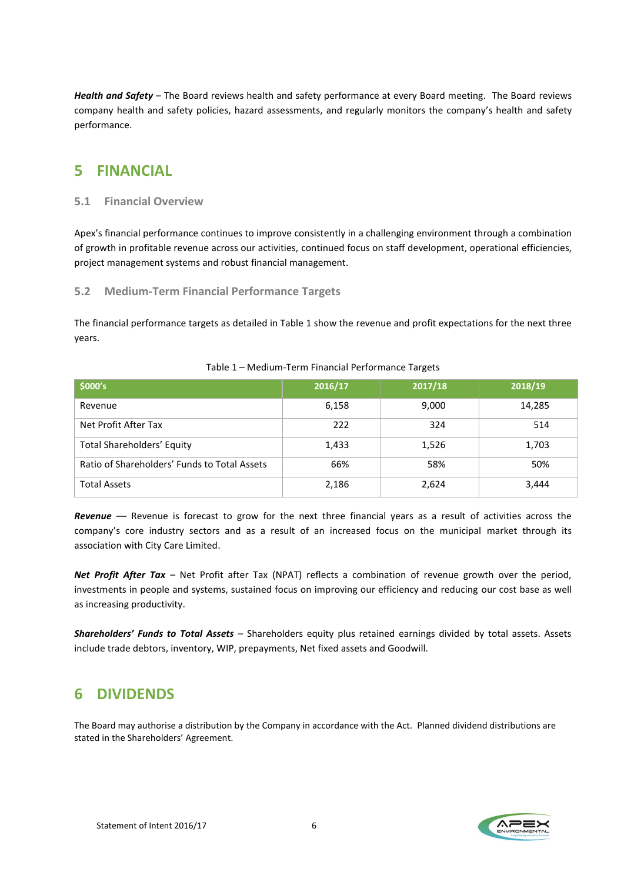***Health and Safety*** – The Board reviews health and safety performance at every Board meeting. The Board reviews company health and safety policies, hazard assessments, and regularly monitors the company's health and safety performance.

# 5 FINANCIAL

## 5.1 Financial Overview

Apex's financial performance continues to improve consistently in a challenging environment through a combination of growth in profitable revenue across our activities, continued focus on staff development, operational efficiencies, project management systems and robust financial management.

## 5.2 Medium-Term Financial Performance Targets

The financial performance targets as detailed in Table 1 show the revenue and profit expectations for the next three years.

Table 1 – Medium-Term Financial Performance Targets

| $000's | 2016/17 | 2017/18 | 2018/19 |
|---|---|---|---|
| Revenue | 6,158 | 9,000 | 14,285 |
| Net Profit After Tax | 222 | 324 | 514 |
| Total Shareholders' Equity | 1,433 | 1,526 | 1,703 |
| Ratio of Shareholders' Funds to Total Assets | 66% | 58% | 50% |
| Total Assets | 2,186 | 2,624 | 3,444 |

***Revenue*** — Revenue is forecast to grow for the next three financial years as a result of activities across the company's core industry sectors and as a result of an increased focus on the municipal market through its association with City Care Limited.

***Net Profit After Tax*** – Net Profit after Tax (NPAT) reflects a combination of revenue growth over the period, investments in people and systems, sustained focus on improving our efficiency and reducing our cost base as well as increasing productivity.

***Shareholders' Funds to Total Assets*** – Shareholders equity plus retained earnings divided by total assets. Assets include trade debtors, inventory, WIP, prepayments, Net fixed assets and Goodwill.

# 6 DIVIDENDS

The Board may authorise a distribution by the Company in accordance with the Act. Planned dividend distributions are stated in the Shareholders' Agreement.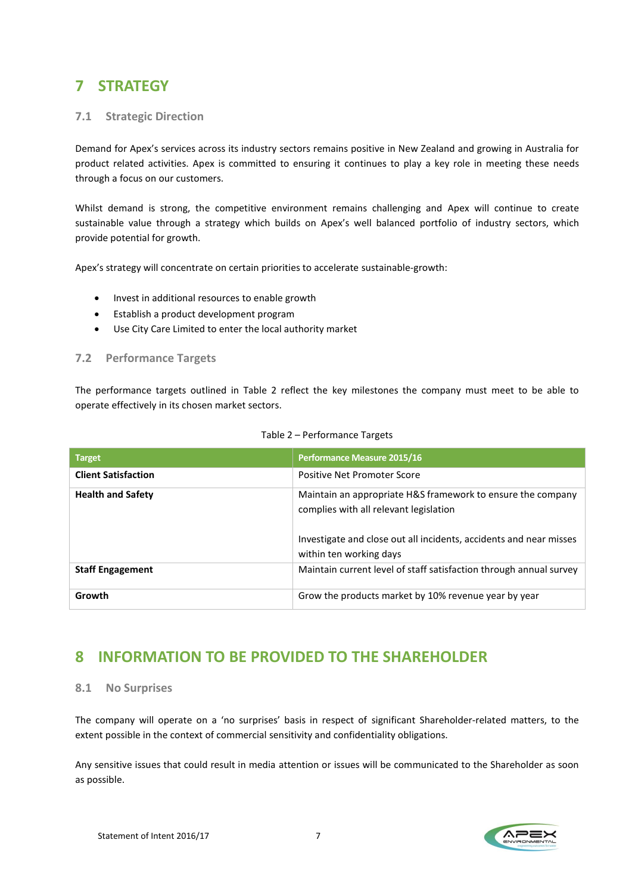# 7 STRATEGY

## 7.1 Strategic Direction

Demand for Apex's services across its industry sectors remains positive in New Zealand and growing in Australia for product related activities. Apex is committed to ensuring it continues to play a key role in meeting these needs through a focus on our customers.

Whilst demand is strong, the competitive environment remains challenging and Apex will continue to create sustainable value through a strategy which builds on Apex's well balanced portfolio of industry sectors, which provide potential for growth.

Apex's strategy will concentrate on certain priorities to accelerate sustainable-growth:

- Invest in additional resources to enable growth
- Establish a product development program
- Use City Care Limited to enter the local authority market

## 7.2 Performance Targets

The performance targets outlined in Table 2 reflect the key milestones the company must meet to be able to operate effectively in its chosen market sectors.

Table 2 – Performance Targets

| Target | Performance Measure 2015/16 |
|---|---|
| **Client Satisfaction** | Positive Net Promoter Score |
| **Health and Safety** | Maintain an appropriate H&S framework to ensure the company complies with all relevant legislation<br><br>Investigate and close out all incidents, accidents and near misses within ten working days |
| **Staff Engagement** | Maintain current level of staff satisfaction through annual survey |
| **Growth** | Grow the products market by 10% revenue year by year |

# 8 INFORMATION TO BE PROVIDED TO THE SHAREHOLDER

## 8.1 No Surprises

The company will operate on a 'no surprises' basis in respect of significant Shareholder-related matters, to the extent possible in the context of commercial sensitivity and confidentiality obligations.

Any sensitive issues that could result in media attention or issues will be communicated to the Shareholder as soon as possible.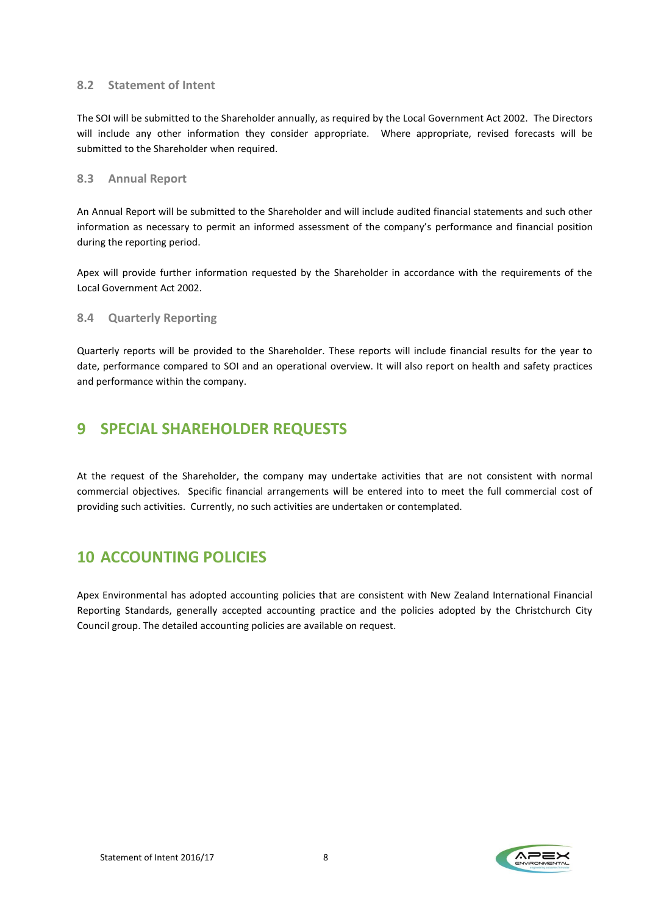### 8.2 Statement of Intent

The SOI will be submitted to the Shareholder annually, as required by the Local Government Act 2002. The Directors will include any other information they consider appropriate. Where appropriate, revised forecasts will be submitted to the Shareholder when required.

### 8.3 Annual Report

An Annual Report will be submitted to the Shareholder and will include audited financial statements and such other information as necessary to permit an informed assessment of the company's performance and financial position during the reporting period.

Apex will provide further information requested by the Shareholder in accordance with the requirements of the Local Government Act 2002.

### 8.4 Quarterly Reporting

Quarterly reports will be provided to the Shareholder. These reports will include financial results for the year to date, performance compared to SOI and an operational overview. It will also report on health and safety practices and performance within the company.

## 9 SPECIAL SHAREHOLDER REQUESTS

At the request of the Shareholder, the company may undertake activities that are not consistent with normal commercial objectives. Specific financial arrangements will be entered into to meet the full commercial cost of providing such activities. Currently, no such activities are undertaken or contemplated.

## 10 ACCOUNTING POLICIES

Apex Environmental has adopted accounting policies that are consistent with New Zealand International Financial Reporting Standards, generally accepted accounting practice and the policies adopted by the Christchurch City Council group. The detailed accounting policies are available on request.